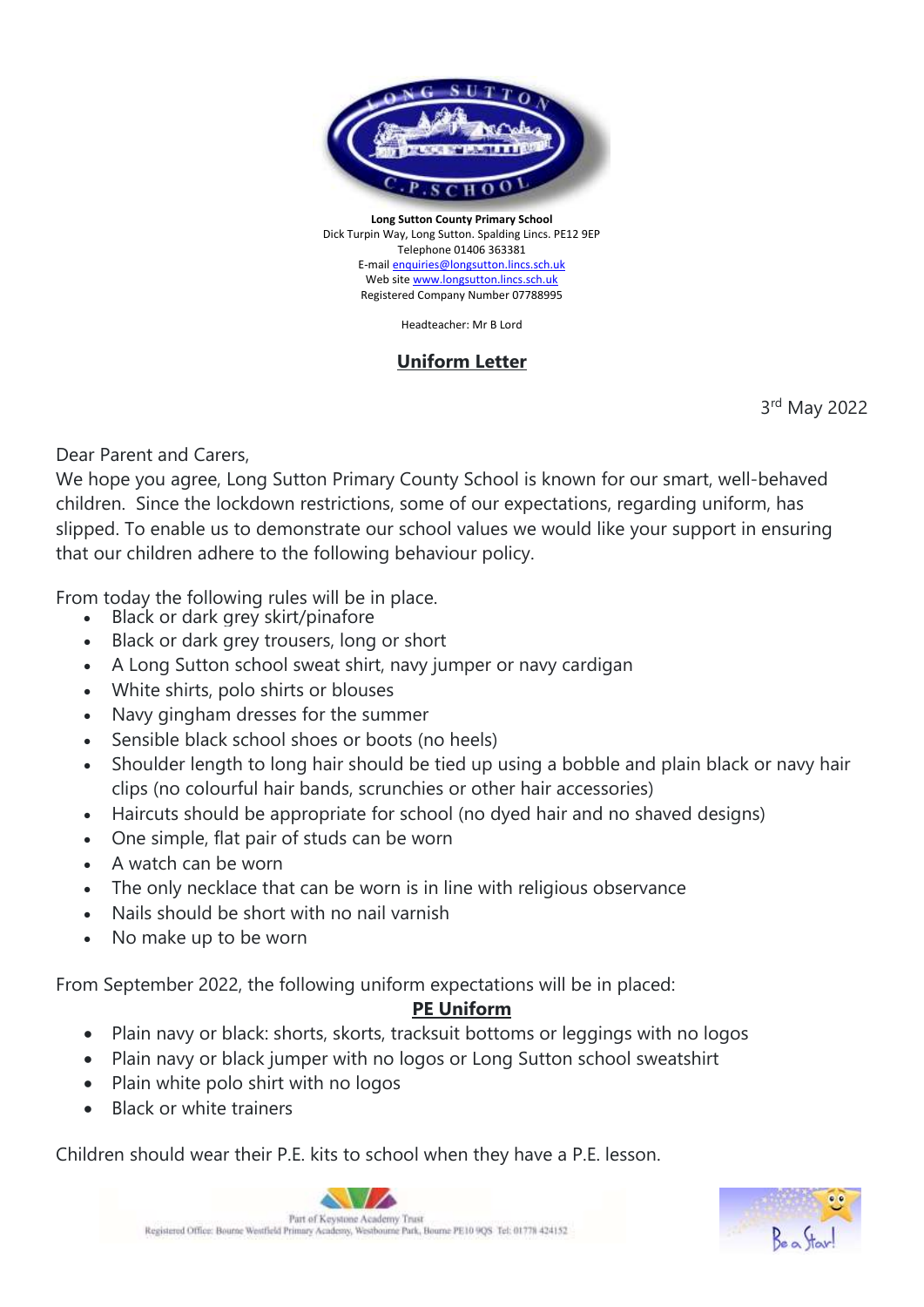**Long Sutton County Primary School**
Dick Turpin Way, Long Sutton. Spalding Lincs. PE12 9EP
Telephone 01406 363381
E-mail enquiries@longsutton.lincs.sch.uk
Web site www.longsutton.lincs.sch.uk
Registered Company Number 07788995

Headteacher: Mr B Lord

# Uniform Letter

3rd May 2022

Dear Parent and Carers,
We hope you agree, Long Sutton Primary County School is known for our smart, well-behaved children. Since the lockdown restrictions, some of our expectations, regarding uniform, has slipped. To enable us to demonstrate our school values we would like your support in ensuring that our children adhere to the following behaviour policy.

From today the following rules will be in place.

- Black or dark grey skirt/pinafore
- Black or dark grey trousers, long or short
- A Long Sutton school sweat shirt, navy jumper or navy cardigan
- White shirts, polo shirts or blouses
- Navy gingham dresses for the summer
- Sensible black school shoes or boots (no heels)
- Shoulder length to long hair should be tied up using a bobble and plain black or navy hair clips (no colourful hair bands, scrunchies or other hair accessories)
- Haircuts should be appropriate for school (no dyed hair and no shaved designs)
- One simple, flat pair of studs can be worn
- A watch can be worn
- The only necklace that can be worn is in line with religious observance
- Nails should be short with no nail varnish
- No make up to be worn

From September 2022, the following uniform expectations will be in placed:

## PE Uniform

- Plain navy or black: shorts, skorts, tracksuit bottoms or leggings with no logos
- Plain navy or black jumper with no logos or Long Sutton school sweatshirt
- Plain white polo shirt with no logos
- Black or white trainers

Children should wear their P.E. kits to school when they have a P.E. lesson.

Part of Keystone Academy Trust
Registered Office: Bourne Westfield Primary Academy, Westbourne Park, Bourne PE10 9QS Tel: 01778 424152

Be a Star!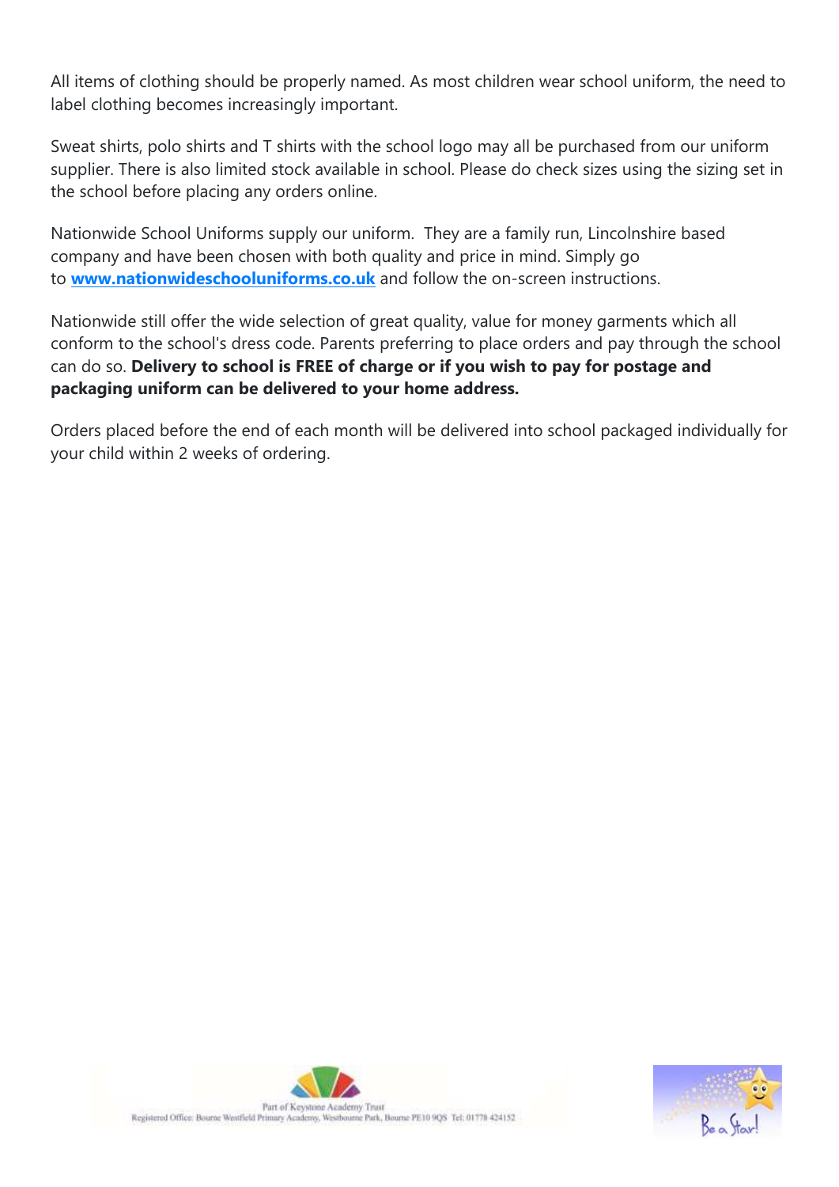All items of clothing should be properly named. As most children wear school uniform, the need to label clothing becomes increasingly important.

Sweat shirts, polo shirts and T shirts with the school logo may all be purchased from our uniform supplier. There is also limited stock available in school. Please do check sizes using the sizing set in the school before placing any orders online.

Nationwide School Uniforms supply our uniform.  They are a family run, Lincolnshire based company and have been chosen with both quality and price in mind. Simply go to **[www.nationwideschooluniforms.co.uk](http://www.nationwideschooluniforms.co.uk)** and follow the on-screen instructions.

Nationwide still offer the wide selection of great quality, value for money garments which all conform to the school's dress code. Parents preferring to place orders and pay through the school can do so. **Delivery to school is FREE of charge or if you wish to pay for postage and packaging uniform can be delivered to your home address.**

Orders placed before the end of each month will be delivered into school packaged individually for your child within 2 weeks of ordering.